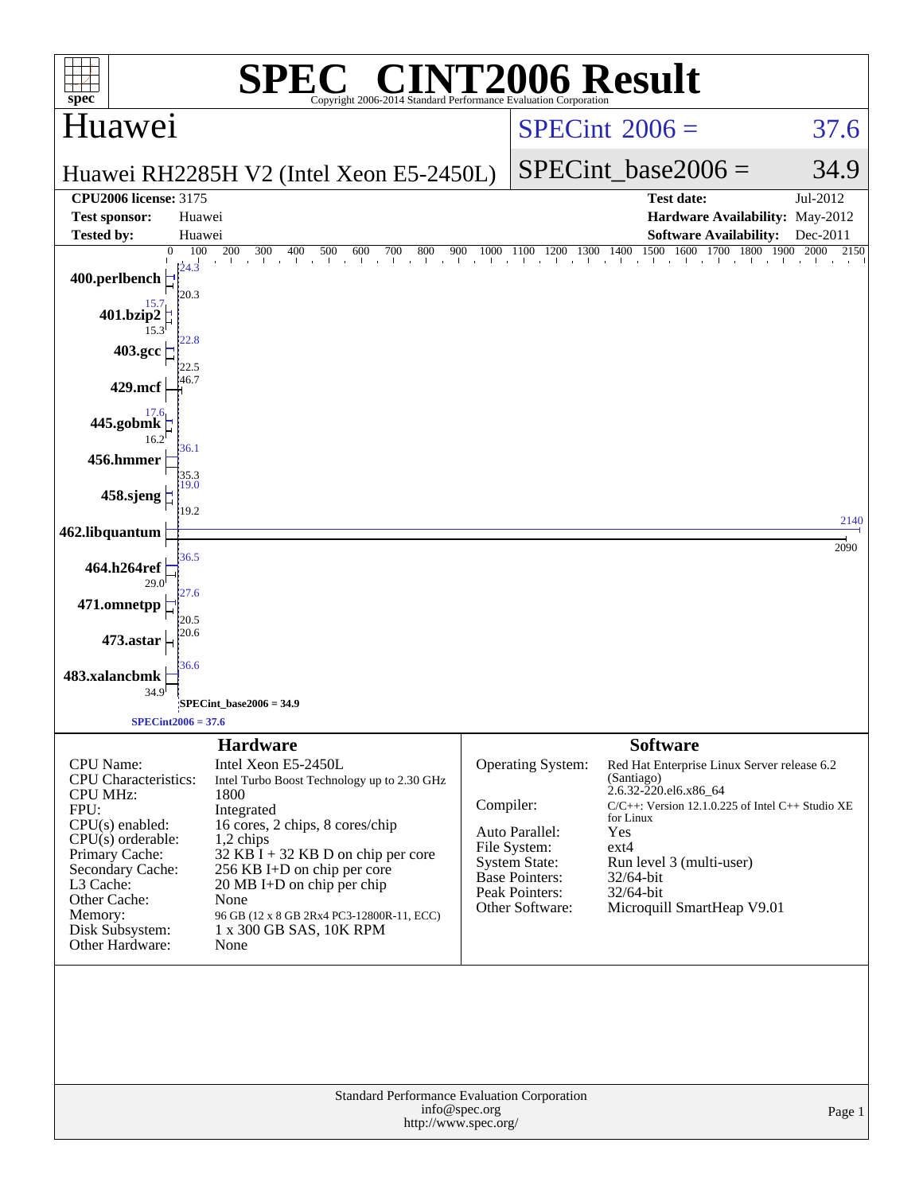# SPEC® CINT2006 Result

Copyright 2006-2014 Standard Performance Evaluation Corporation

## Huawei

**Huawei RH2285H V2 (Intel Xeon E5-2450L)**

SPECint 2006 = 37.6

SPECint_base2006 = 34.9

| | | | |
|---|---|---|---|
| **CPU2006 license:** 3175 | | **Test date:** | Jul-2012 |
| **Test sponsor:** | Huawei | **Hardware Availability:** | May-2012 |
| **Tested by:** | Huawei | **Software Availability:** | Dec-2011 |

| Benchmark | Peak | Base |
|---|---|---|
| 400.perlbench | 24.3 | 20.3 |
| 401.bzip2 | 15.7 | 15.3 |
| 403.gcc | 22.8 | 22.5 |
| 429.mcf | 46.7 | |
| 445.gobmk | 17.6 | 16.2 |
| 456.hmmer | 36.1 | 35.3 |
| 458.sjeng | 19.0 | 19.2 |
| 462.libquantum | 2140 | 2090 |
| 464.h264ref | 36.5 | 29.0 |
| 471.omnetpp | 27.6 | 20.5 |
| 473.astar | 20.6 | |
| 483.xalancbmk | 36.6 | 34.9 |

SPECint_base2006 = 34.9

SPECint2006 = 37.6

### Hardware

| | |
|---|---|
| CPU Name: | Intel Xeon E5-2450L |
| CPU Characteristics: | Intel Turbo Boost Technology up to 2.30 GHz |
| CPU MHz: | 1800 |
| FPU: | Integrated |
| CPU(s) enabled: | 16 cores, 2 chips, 8 cores/chip |
| CPU(s) orderable: | 1,2 chips |
| Primary Cache: | 32 KB I + 32 KB D on chip per core |
| Secondary Cache: | 256 KB I+D on chip per core |
| L3 Cache: | 20 MB I+D on chip per chip |
| Other Cache: | None |
| Memory: | 96 GB (12 x 8 GB 2Rx4 PC3-12800R-11, ECC) |
| Disk Subsystem: | 1 x 300 GB SAS, 10K RPM |
| Other Hardware: | None |

### Software

| | |
|---|---|
| Operating System: | Red Hat Enterprise Linux Server release 6.2 (Santiago) 2.6.32-220.el6.x86_64 |
| Compiler: | C/C++: Version 12.1.0.225 of Intel C++ Studio XE for Linux |
| Auto Parallel: | Yes |
| File System: | ext4 |
| System State: | Run level 3 (multi-user) |
| Base Pointers: | 32/64-bit |
| Peak Pointers: | 32/64-bit |
| Other Software: | Microquill SmartHeap V9.01 |

Standard Performance Evaluation Corporation
info@spec.org
http://www.spec.org/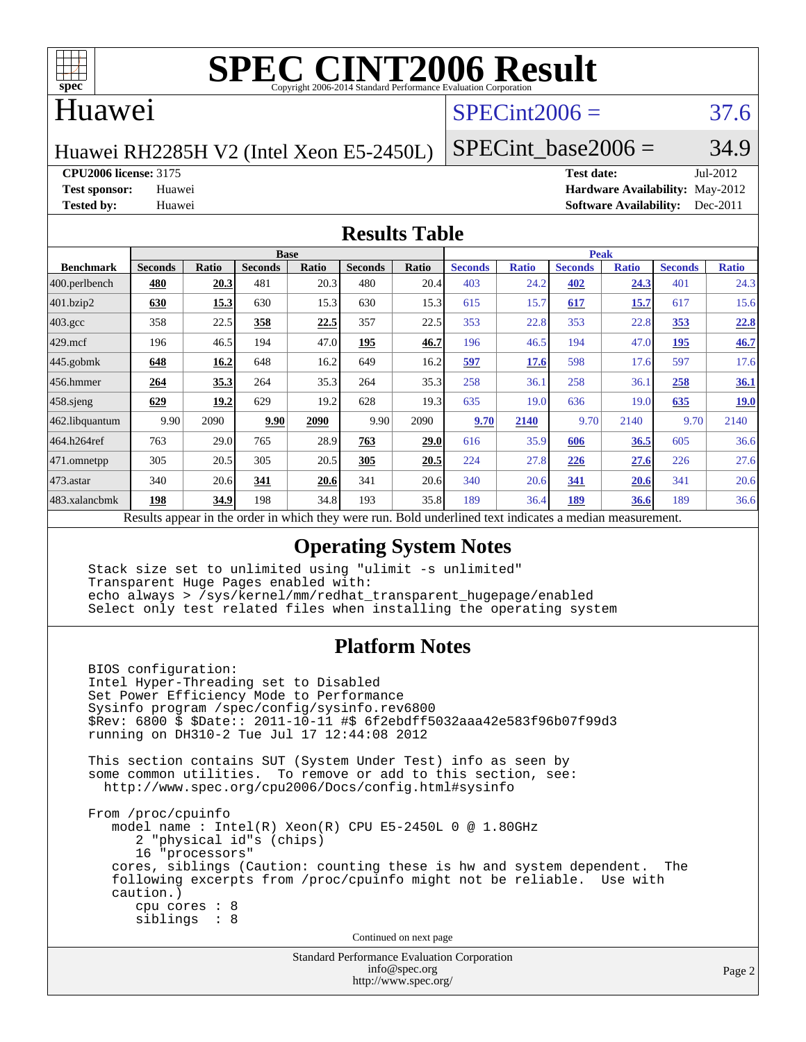# SPEC CINT2006 Result

Copyright 2006-2014 Standard Performance Evaluation Corporation

## Huawei

Huawei RH2285H V2 (Intel Xeon E5-2450L)

SPECint2006 = 37.6

SPECint_base2006 = 34.9

**CPU2006 license:** 3175
**Test sponsor:** Huawei
**Tested by:** Huawei

**Test date:** Jul-2012
**Hardware Availability:** May-2012
**Software Availability:** Dec-2011

## Results Table

| Benchmark | Base | | | | | | Peak | | | | | |
|---|---|---|---|---|---|---|---|---|---|---|---|---|
| | Seconds | Ratio | Seconds | Ratio | Seconds | Ratio | Seconds | Ratio | Seconds | Ratio | Seconds | Ratio |
| 400.perlbench | **480** | **20.3** | 481 | 20.3 | 480 | 20.4 | 403 | 24.2 | **402** | **24.3** | 401 | 24.3 |
| 401.bzip2 | **630** | **15.3** | 630 | 15.3 | 630 | 15.3 | 615 | 15.7 | **617** | **15.7** | 617 | 15.6 |
| 403.gcc | 358 | 22.5 | **358** | **22.5** | 357 | 22.5 | 353 | 22.8 | 353 | 22.8 | **353** | **22.8** |
| 429.mcf | 196 | 46.5 | 194 | 47.0 | **195** | **46.7** | 196 | 46.5 | 194 | 47.0 | **195** | **46.7** |
| 445.gobmk | **648** | **16.2** | 648 | 16.2 | 649 | 16.2 | **597** | **17.6** | 598 | 17.6 | 597 | 17.6 |
| 456.hmmer | **264** | **35.3** | 264 | 35.3 | 264 | 35.3 | 258 | 36.1 | 258 | 36.1 | **258** | **36.1** |
| 458.sjeng | **629** | **19.2** | 629 | 19.2 | 628 | 19.3 | 635 | 19.0 | 636 | 19.0 | **635** | **19.0** |
| 462.libquantum | 9.90 | 2090 | **9.90** | **2090** | 9.90 | 2090 | **9.70** | **2140** | 9.70 | 2140 | 9.70 | 2140 |
| 464.h264ref | 763 | 29.0 | 765 | 28.9 | **763** | **29.0** | 616 | 35.9 | **606** | **36.5** | 605 | 36.6 |
| 471.omnetpp | 305 | 20.5 | 305 | 20.5 | **305** | **20.5** | 224 | 27.8 | **226** | **27.6** | 226 | 27.6 |
| 473.astar | 340 | 20.6 | **341** | **20.6** | 341 | 20.6 | 340 | 20.6 | **341** | **20.6** | 341 | 20.6 |
| 483.xalancbmk | **198** | **34.9** | 198 | 34.8 | 193 | 35.8 | 189 | 36.4 | **189** | **36.6** | 189 | 36.6 |

Results appear in the order in which they were run. Bold underlined text indicates a median measurement.

## Operating System Notes

```
Stack size set to unlimited using "ulimit -s unlimited"
Transparent Huge Pages enabled with:
echo always > /sys/kernel/mm/redhat_transparent_hugepage/enabled
Select only test related files when installing the operating system
```

## Platform Notes

```
BIOS configuration:
Intel Hyper-Threading set to Disabled
Set Power Efficiency Mode to Performance
Sysinfo program /spec/config/sysinfo.rev6800
$Rev: 6800 $ $Date:: 2011-10-11 #$ 6f2ebdff5032aaa42e583f96b07f99d3
running on DH310-2 Tue Jul 17 12:44:08 2012

This section contains SUT (System Under Test) info as seen by
some common utilities.  To remove or add to this section, see:
  http://www.spec.org/cpu2006/Docs/config.html#sysinfo

From /proc/cpuinfo
   model name : Intel(R) Xeon(R) CPU E5-2450L 0 @ 1.80GHz
      2 "physical id"s (chips)
      16 "processors"
   cores, siblings (Caution: counting these is hw and system dependent.  The
   following excerpts from /proc/cpuinfo might not be reliable.  Use with
   caution.)
      cpu cores : 8
      siblings  : 8
```

Continued on next page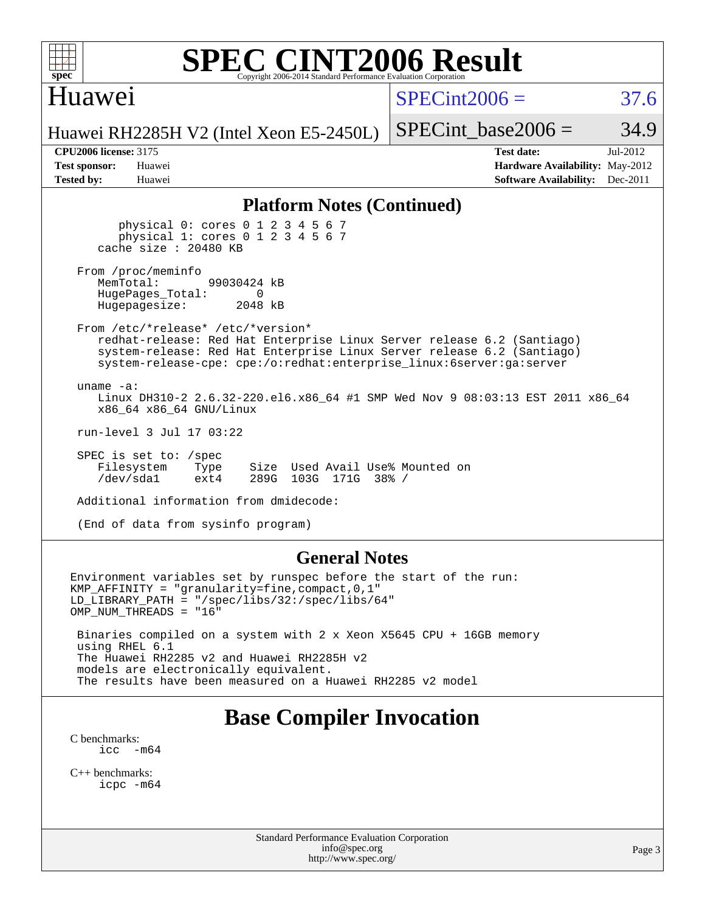# SPEC CINT2006 Result

## Huawei

Huawei RH2285H V2 (Intel Xeon E5-2450L)

SPECint2006 = 37.6

SPECint_base2006 = 34.9

**CPU2006 license:** 3175
**Test sponsor:** Huawei
**Tested by:** Huawei

**Test date:** Jul-2012
**Hardware Availability:** May-2012
**Software Availability:** Dec-2011

### Platform Notes (Continued)

```
        physical 0: cores 0 1 2 3 4 5 6 7
        physical 1: cores 0 1 2 3 4 5 6 7
     cache size : 20480 KB

  From /proc/meminfo
     MemTotal:       99030424 kB
     HugePages_Total:       0
     Hugepagesize:       2048 kB

  From /etc/*release* /etc/*version*
     redhat-release: Red Hat Enterprise Linux Server release 6.2 (Santiago)
     system-release: Red Hat Enterprise Linux Server release 6.2 (Santiago)
     system-release-cpe: cpe:/o:redhat:enterprise_linux:6server:ga:server

  uname -a:
     Linux DH310-2 2.6.32-220.el6.x86_64 #1 SMP Wed Nov 9 08:03:13 EST 2011 x86_64
     x86_64 x86_64 GNU/Linux

  run-level 3 Jul 17 03:22

  SPEC is set to: /spec
     Filesystem    Type    Size  Used Avail Use% Mounted on
     /dev/sda1     ext4    289G  103G  171G  38% /

  Additional information from dmidecode:

  (End of data from sysinfo program)
```

### General Notes

```
Environment variables set by runspec before the start of the run:
KMP_AFFINITY = "granularity=fine,compact,0,1"
LD_LIBRARY_PATH = "/spec/libs/32:/spec/libs/64"
OMP_NUM_THREADS = "16"

 Binaries compiled on a system with 2 x Xeon X5645 CPU + 16GB memory
 using RHEL 6.1
 The Huawei RH2285 v2 and Huawei RH2285H v2
 models are electronically equivalent.
 The results have been measured on a Huawei RH2285 v2 model
```

## Base Compiler Invocation

C benchmarks:
```
icc  -m64
```

C++ benchmarks:
```
icpc -m64
```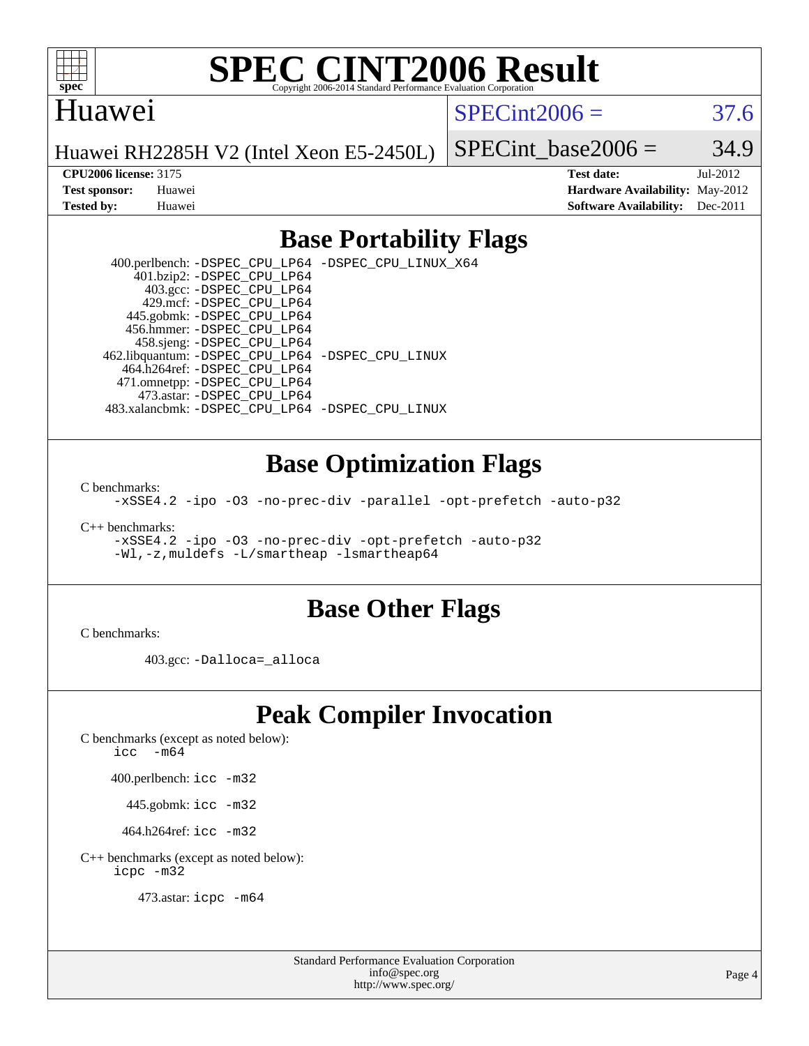# SPEC CINT2006 Result

Copyright 2006-2014 Standard Performance Evaluation Corporation

## Huawei

Huawei RH2285H V2 (Intel Xeon E5-2450L)

SPECint2006 = 37.6

SPECint_base2006 = 34.9

| | | | |
|---|---|---|---|
| **CPU2006 license:** 3175 | | **Test date:** | Jul-2012 |
| **Test sponsor:** | Huawei | **Hardware Availability:** | May-2012 |
| **Tested by:** | Huawei | **Software Availability:** | Dec-2011 |

## Base Portability Flags

400.perlbench: -DSPEC_CPU_LP64 -DSPEC_CPU_LINUX_X64
401.bzip2: -DSPEC_CPU_LP64
403.gcc: -DSPEC_CPU_LP64
429.mcf: -DSPEC_CPU_LP64
445.gobmk: -DSPEC_CPU_LP64
456.hmmer: -DSPEC_CPU_LP64
458.sjeng: -DSPEC_CPU_LP64
462.libquantum: -DSPEC_CPU_LP64 -DSPEC_CPU_LINUX
464.h264ref: -DSPEC_CPU_LP64
471.omnetpp: -DSPEC_CPU_LP64
473.astar: -DSPEC_CPU_LP64
483.xalancbmk: -DSPEC_CPU_LP64 -DSPEC_CPU_LINUX

## Base Optimization Flags

C benchmarks:
-xSSE4.2 -ipo -O3 -no-prec-div -parallel -opt-prefetch -auto-p32

C++ benchmarks:
-xSSE4.2 -ipo -O3 -no-prec-div -opt-prefetch -auto-p32
-Wl,-z,muldefs -L/smartheap -lsmartheap64

## Base Other Flags

C benchmarks:

403.gcc: -Dalloca=_alloca

## Peak Compiler Invocation

C benchmarks (except as noted below):
icc -m64

400.perlbench: icc -m32

445.gobmk: icc -m32

464.h264ref: icc -m32

C++ benchmarks (except as noted below):
icpc -m32

473.astar: icpc -m64

Standard Performance Evaluation Corporation
info@spec.org
http://www.spec.org/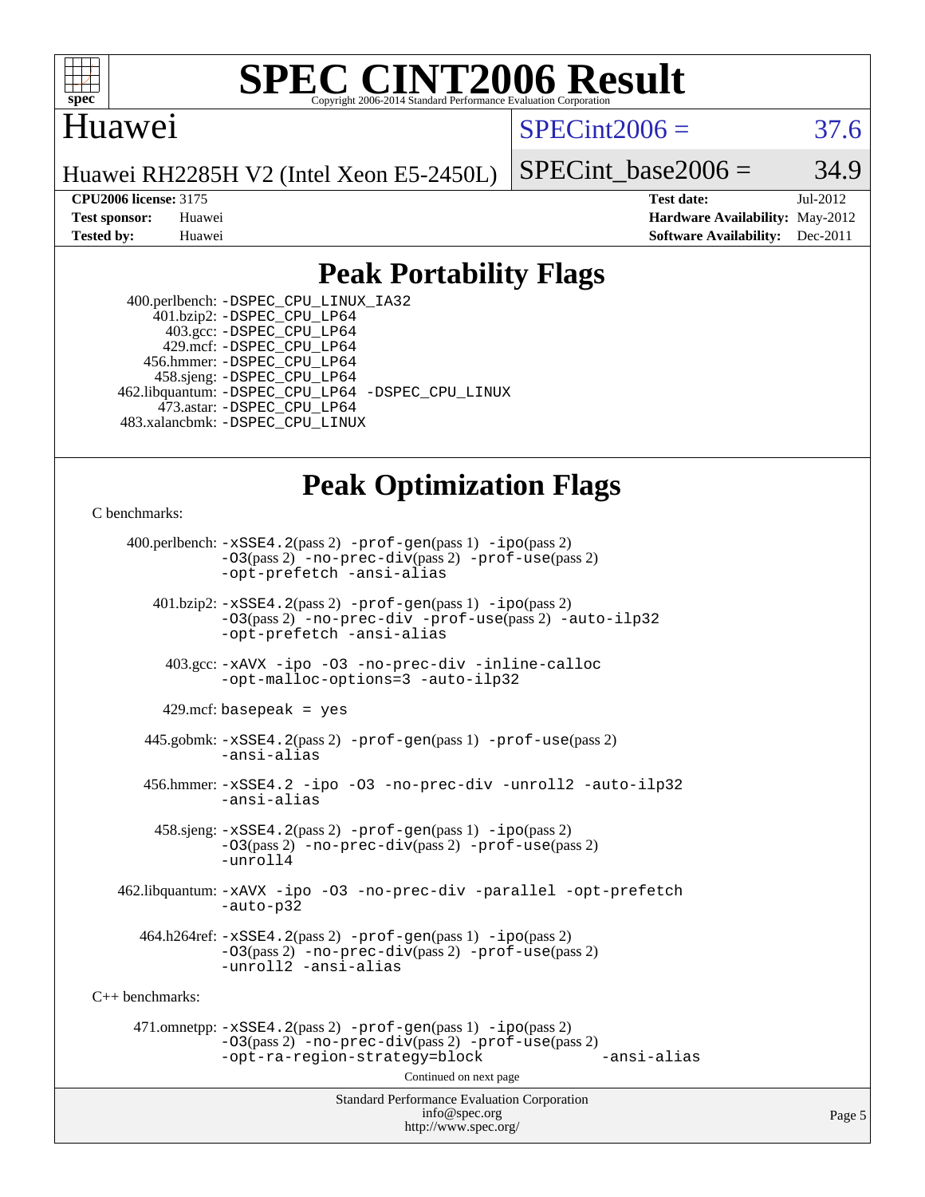# SPEC CINT2006 Result

Copyright 2006-2014 Standard Performance Evaluation Corporation

## Huawei

Huawei RH2285H V2 (Intel Xeon E5-2450L)

SPECint2006 = 37.6

SPECint_base2006 = 34.9

**CPU2006 license:** 3175
**Test sponsor:** Huawei
**Tested by:** Huawei

**Test date:** Jul-2012
**Hardware Availability:** May-2012
**Software Availability:** Dec-2011

## Peak Portability Flags

400.perlbench: -DSPEC_CPU_LINUX_IA32
401.bzip2: -DSPEC_CPU_LP64
403.gcc: -DSPEC_CPU_LP64
429.mcf: -DSPEC_CPU_LP64
456.hmmer: -DSPEC_CPU_LP64
458.sjeng: -DSPEC_CPU_LP64
462.libquantum: -DSPEC_CPU_LP64 -DSPEC_CPU_LINUX
473.astar: -DSPEC_CPU_LP64
483.xalancbmk: -DSPEC_CPU_LINUX

## Peak Optimization Flags

C benchmarks:

400.perlbench: -xSSE4.2(pass 2) -prof-gen(pass 1) -ipo(pass 2) -O3(pass 2) -no-prec-div(pass 2) -prof-use(pass 2) -opt-prefetch -ansi-alias

401.bzip2: -xSSE4.2(pass 2) -prof-gen(pass 1) -ipo(pass 2) -O3(pass 2) -no-prec-div -prof-use(pass 2) -auto-ilp32 -opt-prefetch -ansi-alias

403.gcc: -xAVX -ipo -O3 -no-prec-div -inline-calloc -opt-malloc-options=3 -auto-ilp32

429.mcf: basepeak = yes

445.gobmk: -xSSE4.2(pass 2) -prof-gen(pass 1) -prof-use(pass 2) -ansi-alias

456.hmmer: -xSSE4.2 -ipo -O3 -no-prec-div -unroll2 -auto-ilp32 -ansi-alias

458.sjeng: -xSSE4.2(pass 2) -prof-gen(pass 1) -ipo(pass 2) -O3(pass 2) -no-prec-div(pass 2) -prof-use(pass 2) -unroll4

462.libquantum: -xAVX -ipo -O3 -no-prec-div -parallel -opt-prefetch -auto-p32

464.h264ref: -xSSE4.2(pass 2) -prof-gen(pass 1) -ipo(pass 2) -O3(pass 2) -no-prec-div(pass 2) -prof-use(pass 2) -unroll2 -ansi-alias

C++ benchmarks:

471.omnetpp: -xSSE4.2(pass 2) -prof-gen(pass 1) -ipo(pass 2) -O3(pass 2) -no-prec-div(pass 2) -prof-use(pass 2) -opt-ra-region-strategy=block -ansi-alias

Continued on next page

Standard Performance Evaluation Corporation
info@spec.org
http://www.spec.org/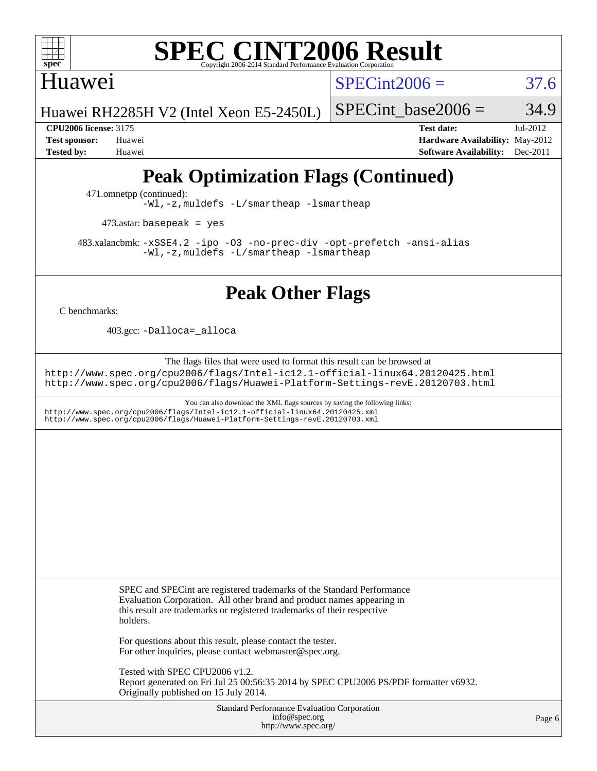# Peak Optimization Flags (Continued)

471.omnetpp (continued):
-Wl,-z,muldefs -L/smartheap -lsmartheap

473.astar: basepeak = yes

483.xalancbmk: -xSSE4.2 -ipo -O3 -no-prec-div -opt-prefetch -ansi-alias
-Wl,-z,muldefs -L/smartheap -lsmartheap

# Peak Other Flags

C benchmarks:

403.gcc: -Dalloca=_alloca

The flags files that were used to format this result can be browsed at
http://www.spec.org/cpu2006/flags/Intel-ic12.1-official-linux64.20120425.html
http://www.spec.org/cpu2006/flags/Huawei-Platform-Settings-revE.20120703.html

You can also download the XML flags sources by saving the following links:
http://www.spec.org/cpu2006/flags/Intel-ic12.1-official-linux64.20120425.xml
http://www.spec.org/cpu2006/flags/Huawei-Platform-Settings-revE.20120703.xml

SPEC and SPECint are registered trademarks of the Standard Performance Evaluation Corporation. All other brand and product names appearing in this result are trademarks or registered trademarks of their respective holders.

For questions about this result, please contact the tester.
For other inquiries, please contact webmaster@spec.org.

Tested with SPEC CPU2006 v1.2.
Report generated on Fri Jul 25 00:56:35 2014 by SPEC CPU2006 PS/PDF formatter v6932.
Originally published on 15 July 2014.